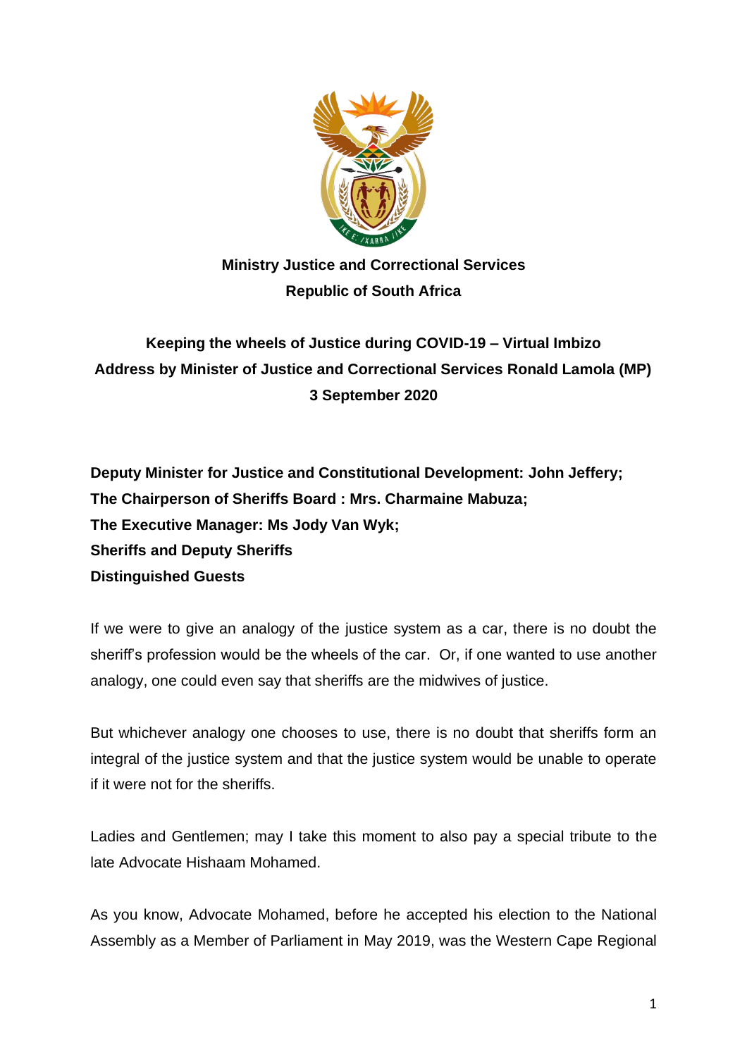**Ministry Justice and Correctional Services**
**Republic of South Africa**

# Keeping the wheels of Justice during COVID-19 – Virtual Imbizo
## Address by Minister of Justice and Correctional Services Ronald Lamola (MP)
### 3 September 2020

**Deputy Minister for Justice and Constitutional Development: John Jeffery;**
**The Chairperson of Sheriffs Board : Mrs. Charmaine Mabuza;**
**The Executive Manager: Ms Jody Van Wyk;**
**Sheriffs and Deputy Sheriffs**
**Distinguished Guests**

If we were to give an analogy of the justice system as a car, there is no doubt the sheriff's profession would be the wheels of the car. Or, if one wanted to use another analogy, one could even say that sheriffs are the midwives of justice.

But whichever analogy one chooses to use, there is no doubt that sheriffs form an integral of the justice system and that the justice system would be unable to operate if it were not for the sheriffs.

Ladies and Gentlemen; may I take this moment to also pay a special tribute to the late Advocate Hishaam Mohamed.

As you know, Advocate Mohamed, before he accepted his election to the National Assembly as a Member of Parliament in May 2019, was the Western Cape Regional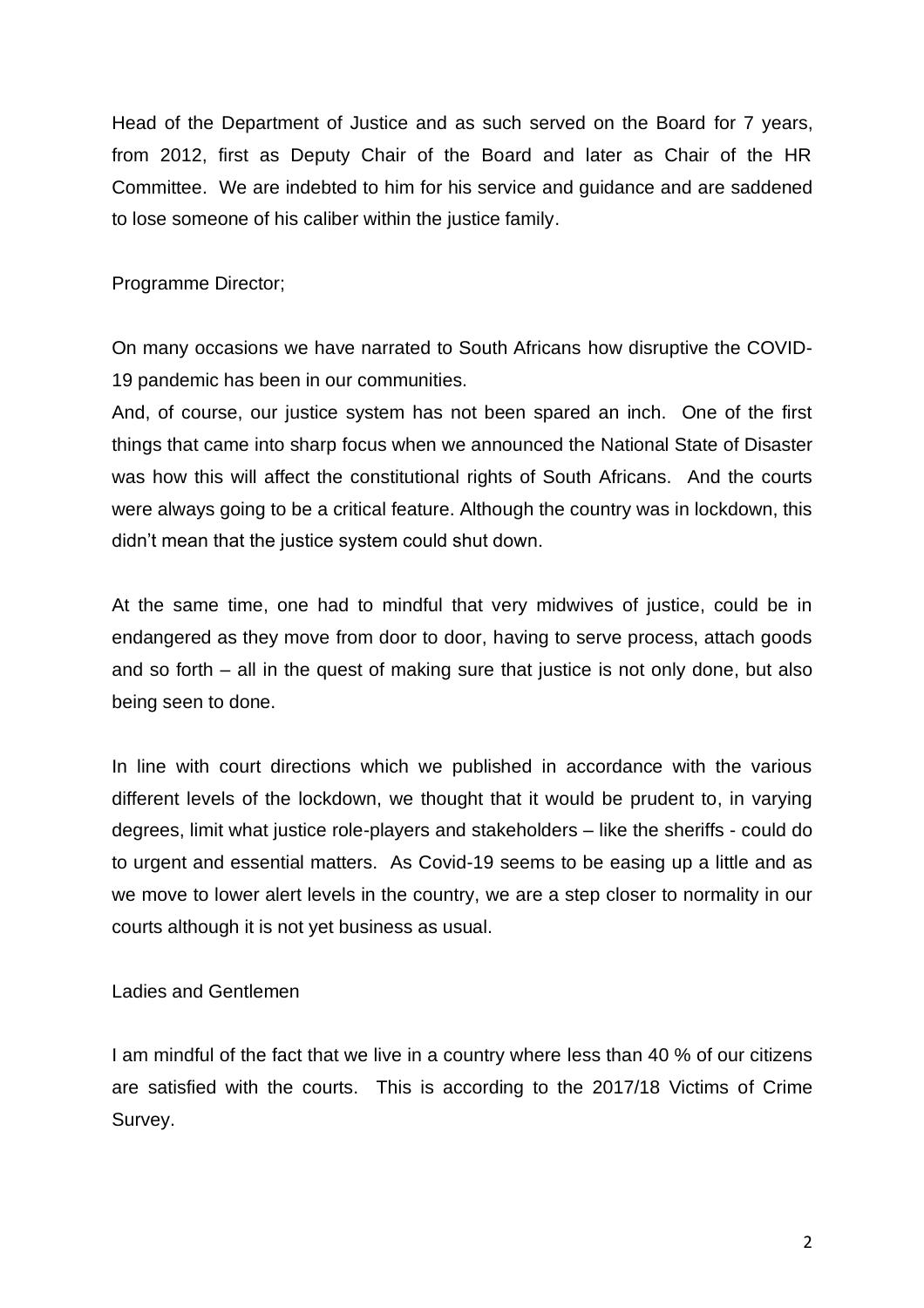Head of the Department of Justice and as such served on the Board for 7 years, from 2012, first as Deputy Chair of the Board and later as Chair of the HR Committee. We are indebted to him for his service and guidance and are saddened to lose someone of his caliber within the justice family.

Programme Director;

On many occasions we have narrated to South Africans how disruptive the COVID-19 pandemic has been in our communities.

And, of course, our justice system has not been spared an inch. One of the first things that came into sharp focus when we announced the National State of Disaster was how this will affect the constitutional rights of South Africans. And the courts were always going to be a critical feature. Although the country was in lockdown, this didn't mean that the justice system could shut down.

At the same time, one had to mindful that very midwives of justice, could be in endangered as they move from door to door, having to serve process, attach goods and so forth – all in the quest of making sure that justice is not only done, but also being seen to done.

In line with court directions which we published in accordance with the various different levels of the lockdown, we thought that it would be prudent to, in varying degrees, limit what justice role-players and stakeholders – like the sheriffs - could do to urgent and essential matters. As Covid-19 seems to be easing up a little and as we move to lower alert levels in the country, we are a step closer to normality in our courts although it is not yet business as usual.

Ladies and Gentlemen

I am mindful of the fact that we live in a country where less than 40 % of our citizens are satisfied with the courts. This is according to the 2017/18 Victims of Crime Survey.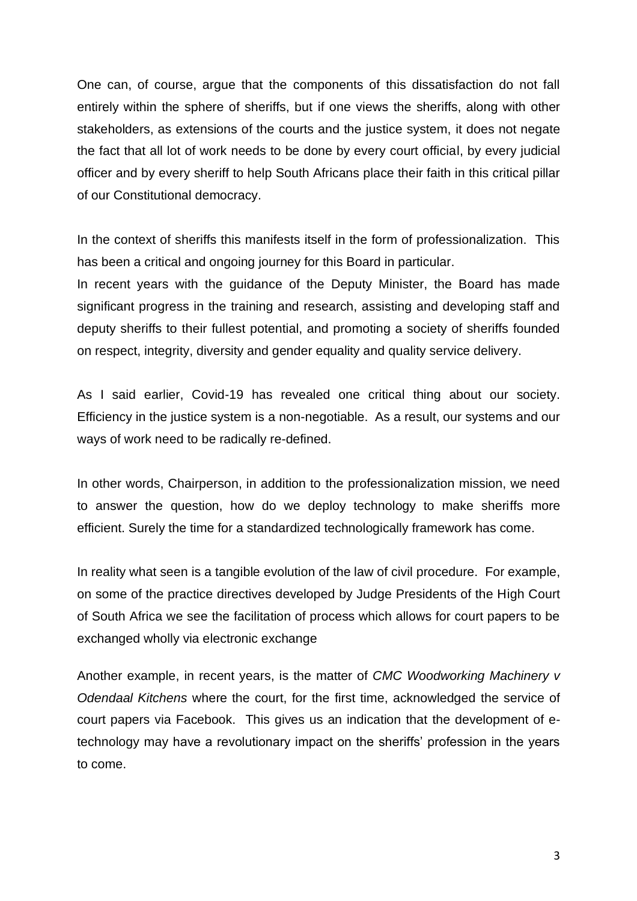One can, of course, argue that the components of this dissatisfaction do not fall entirely within the sphere of sheriffs, but if one views the sheriffs, along with other stakeholders, as extensions of the courts and the justice system, it does not negate the fact that all lot of work needs to be done by every court official, by every judicial officer and by every sheriff to help South Africans place their faith in this critical pillar of our Constitutional democracy.

In the context of sheriffs this manifests itself in the form of professionalization. This has been a critical and ongoing journey for this Board in particular.
In recent years with the guidance of the Deputy Minister, the Board has made significant progress in the training and research, assisting and developing staff and deputy sheriffs to their fullest potential, and promoting a society of sheriffs founded on respect, integrity, diversity and gender equality and quality service delivery.

As I said earlier, Covid-19 has revealed one critical thing about our society. Efficiency in the justice system is a non-negotiable. As a result, our systems and our ways of work need to be radically re-defined.

In other words, Chairperson, in addition to the professionalization mission, we need to answer the question, how do we deploy technology to make sheriffs more efficient. Surely the time for a standardized technologically framework has come.

In reality what seen is a tangible evolution of the law of civil procedure. For example, on some of the practice directives developed by Judge Presidents of the High Court of South Africa we see the facilitation of process which allows for court papers to be exchanged wholly via electronic exchange

Another example, in recent years, is the matter of *CMC Woodworking Machinery v Odendaal Kitchens* where the court, for the first time, acknowledged the service of court papers via Facebook. This gives us an indication that the development of e-technology may have a revolutionary impact on the sheriffs' profession in the years to come.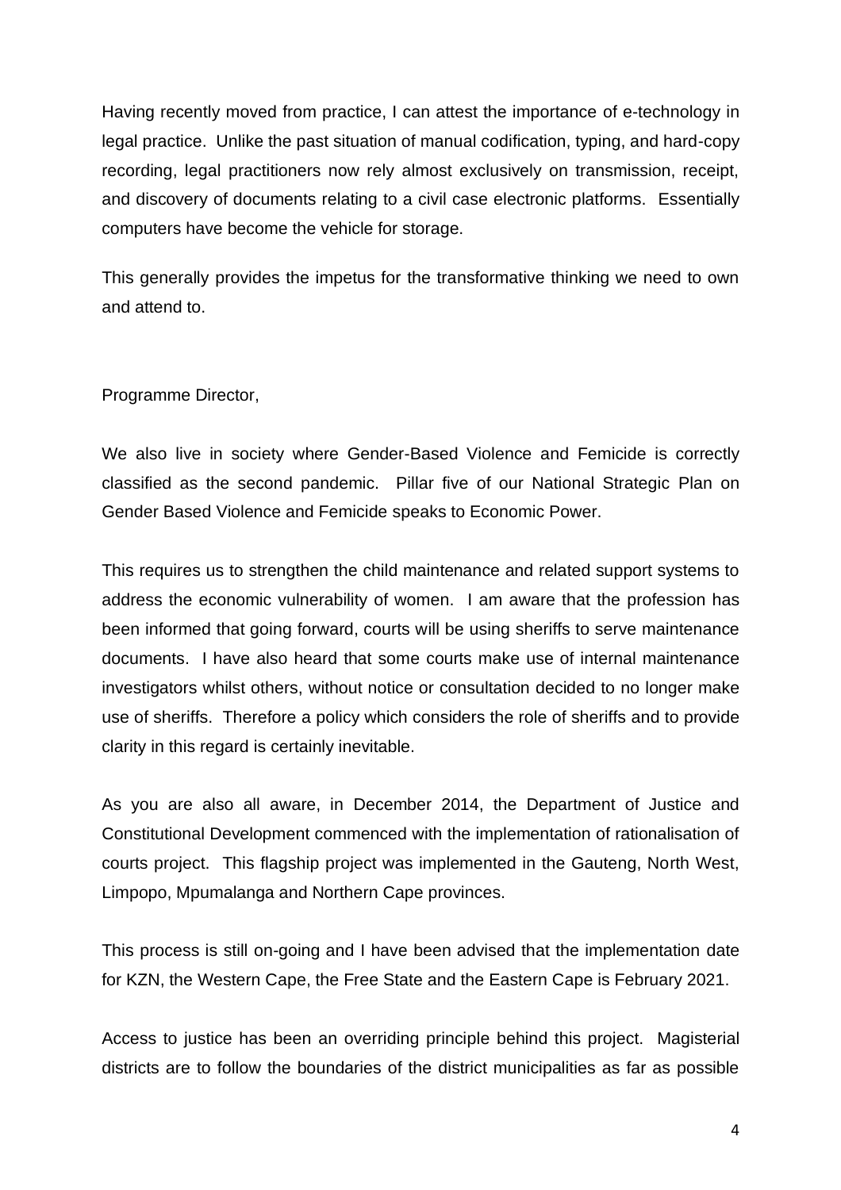Having recently moved from practice, I can attest the importance of e-technology in legal practice. Unlike the past situation of manual codification, typing, and hard-copy recording, legal practitioners now rely almost exclusively on transmission, receipt, and discovery of documents relating to a civil case electronic platforms. Essentially computers have become the vehicle for storage.

This generally provides the impetus for the transformative thinking we need to own and attend to.

Programme Director,

We also live in society where Gender-Based Violence and Femicide is correctly classified as the second pandemic. Pillar five of our National Strategic Plan on Gender Based Violence and Femicide speaks to Economic Power.

This requires us to strengthen the child maintenance and related support systems to address the economic vulnerability of women. I am aware that the profession has been informed that going forward, courts will be using sheriffs to serve maintenance documents. I have also heard that some courts make use of internal maintenance investigators whilst others, without notice or consultation decided to no longer make use of sheriffs. Therefore a policy which considers the role of sheriffs and to provide clarity in this regard is certainly inevitable.

As you are also all aware, in December 2014, the Department of Justice and Constitutional Development commenced with the implementation of rationalisation of courts project. This flagship project was implemented in the Gauteng, North West, Limpopo, Mpumalanga and Northern Cape provinces.

This process is still on-going and I have been advised that the implementation date for KZN, the Western Cape, the Free State and the Eastern Cape is February 2021.

Access to justice has been an overriding principle behind this project. Magisterial districts are to follow the boundaries of the district municipalities as far as possible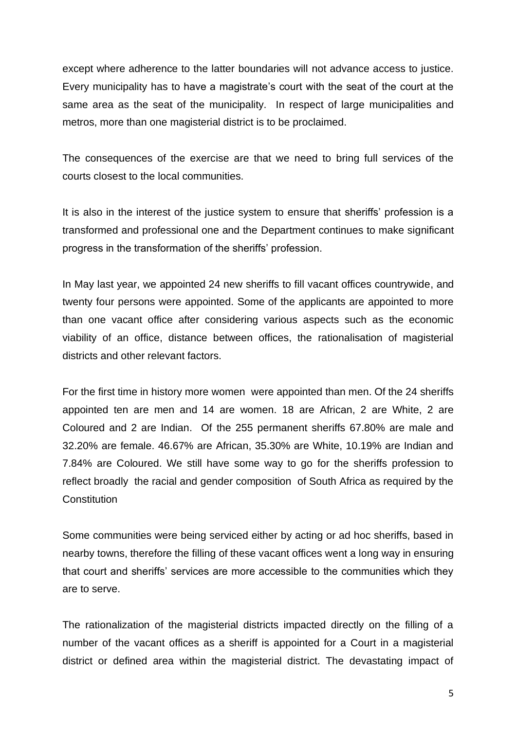except where adherence to the latter boundaries will not advance access to justice. Every municipality has to have a magistrate's court with the seat of the court at the same area as the seat of the municipality. In respect of large municipalities and metros, more than one magisterial district is to be proclaimed.

The consequences of the exercise are that we need to bring full services of the courts closest to the local communities.

It is also in the interest of the justice system to ensure that sheriffs' profession is a transformed and professional one and the Department continues to make significant progress in the transformation of the sheriffs' profession.

In May last year, we appointed 24 new sheriffs to fill vacant offices countrywide, and twenty four persons were appointed. Some of the applicants are appointed to more than one vacant office after considering various aspects such as the economic viability of an office, distance between offices, the rationalisation of magisterial districts and other relevant factors.

For the first time in history more women were appointed than men. Of the 24 sheriffs appointed ten are men and 14 are women. 18 are African, 2 are White, 2 are Coloured and 2 are Indian. Of the 255 permanent sheriffs 67.80% are male and 32.20% are female. 46.67% are African, 35.30% are White, 10.19% are Indian and 7.84% are Coloured. We still have some way to go for the sheriffs profession to reflect broadly the racial and gender composition of South Africa as required by the Constitution

Some communities were being serviced either by acting or ad hoc sheriffs, based in nearby towns, therefore the filling of these vacant offices went a long way in ensuring that court and sheriffs' services are more accessible to the communities which they are to serve.

The rationalization of the magisterial districts impacted directly on the filling of a number of the vacant offices as a sheriff is appointed for a Court in a magisterial district or defined area within the magisterial district. The devastating impact of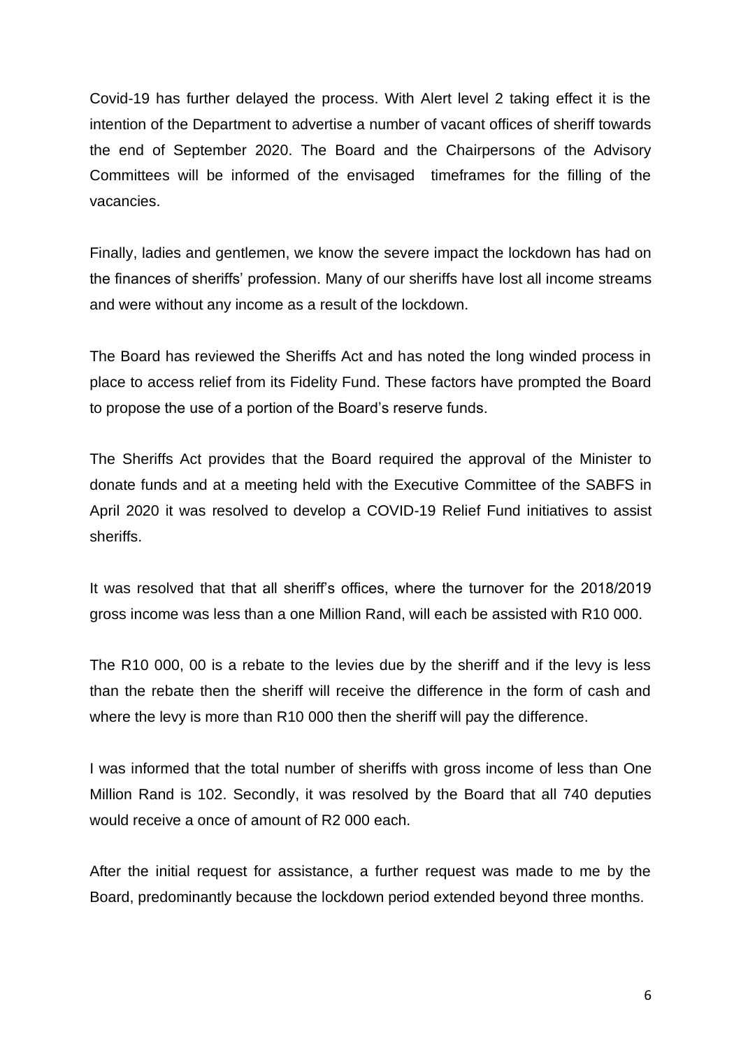Covid-19 has further delayed the process. With Alert level 2 taking effect it is the intention of the Department to advertise a number of vacant offices of sheriff towards the end of September 2020. The Board and the Chairpersons of the Advisory Committees will be informed of the envisaged timeframes for the filling of the vacancies.

Finally, ladies and gentlemen, we know the severe impact the lockdown has had on the finances of sheriffs' profession. Many of our sheriffs have lost all income streams and were without any income as a result of the lockdown.

The Board has reviewed the Sheriffs Act and has noted the long winded process in place to access relief from its Fidelity Fund. These factors have prompted the Board to propose the use of a portion of the Board's reserve funds.

The Sheriffs Act provides that the Board required the approval of the Minister to donate funds and at a meeting held with the Executive Committee of the SABFS in April 2020 it was resolved to develop a COVID-19 Relief Fund initiatives to assist sheriffs.

It was resolved that that all sheriff's offices, where the turnover for the 2018/2019 gross income was less than a one Million Rand, will each be assisted with R10 000.

The R10 000, 00 is a rebate to the levies due by the sheriff and if the levy is less than the rebate then the sheriff will receive the difference in the form of cash and where the levy is more than R10 000 then the sheriff will pay the difference.

I was informed that the total number of sheriffs with gross income of less than One Million Rand is 102. Secondly, it was resolved by the Board that all 740 deputies would receive a once of amount of R2 000 each.

After the initial request for assistance, a further request was made to me by the Board, predominantly because the lockdown period extended beyond three months.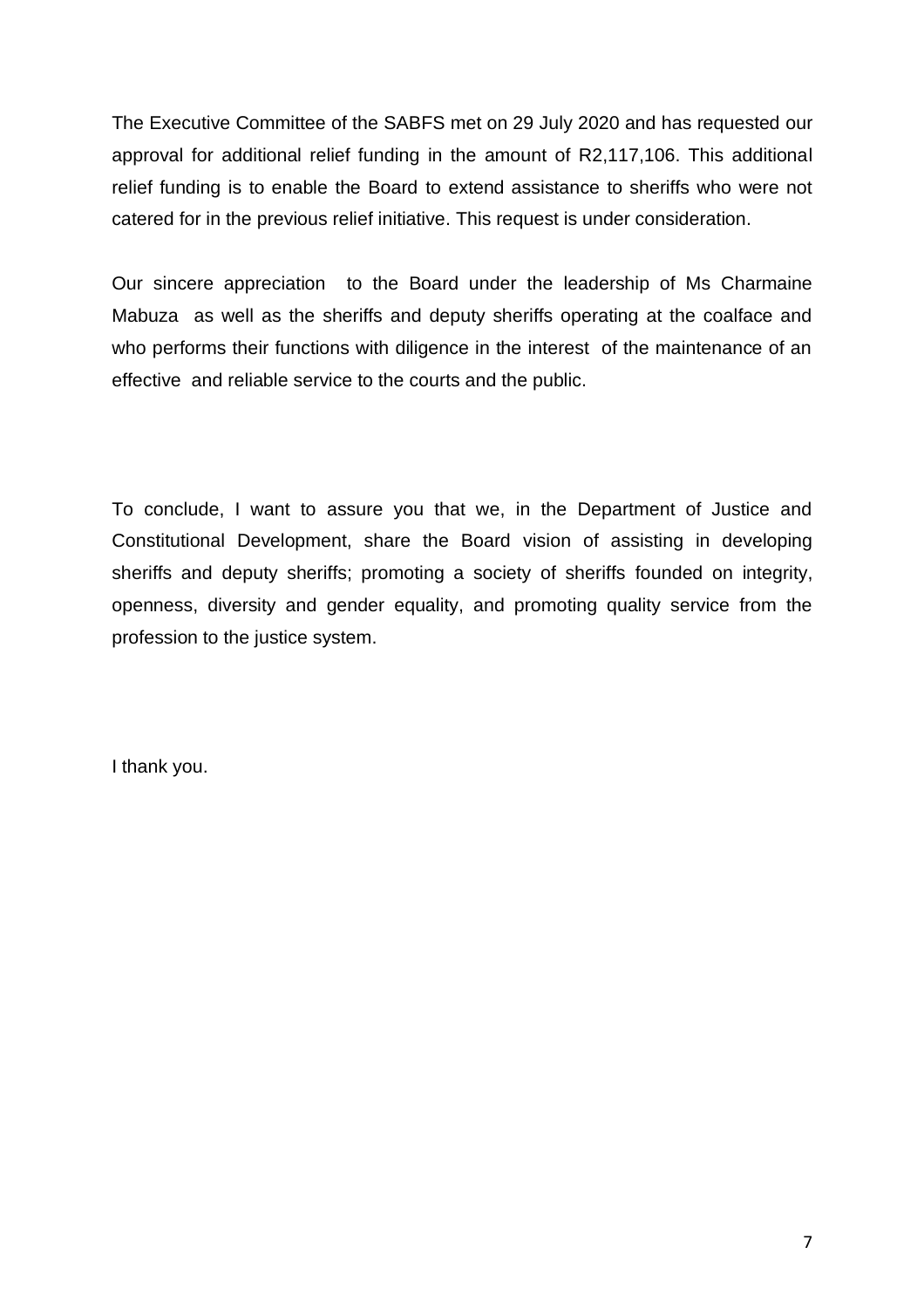The Executive Committee of the SABFS met on 29 July 2020 and has requested our approval for additional relief funding in the amount of R2,117,106. This additional relief funding is to enable the Board to extend assistance to sheriffs who were not catered for in the previous relief initiative. This request is under consideration.

Our sincere appreciation to the Board under the leadership of Ms Charmaine Mabuza as well as the sheriffs and deputy sheriffs operating at the coalface and who performs their functions with diligence in the interest of the maintenance of an effective and reliable service to the courts and the public.

To conclude, I want to assure you that we, in the Department of Justice and Constitutional Development, share the Board vision of assisting in developing sheriffs and deputy sheriffs; promoting a society of sheriffs founded on integrity, openness, diversity and gender equality, and promoting quality service from the profession to the justice system.

I thank you.